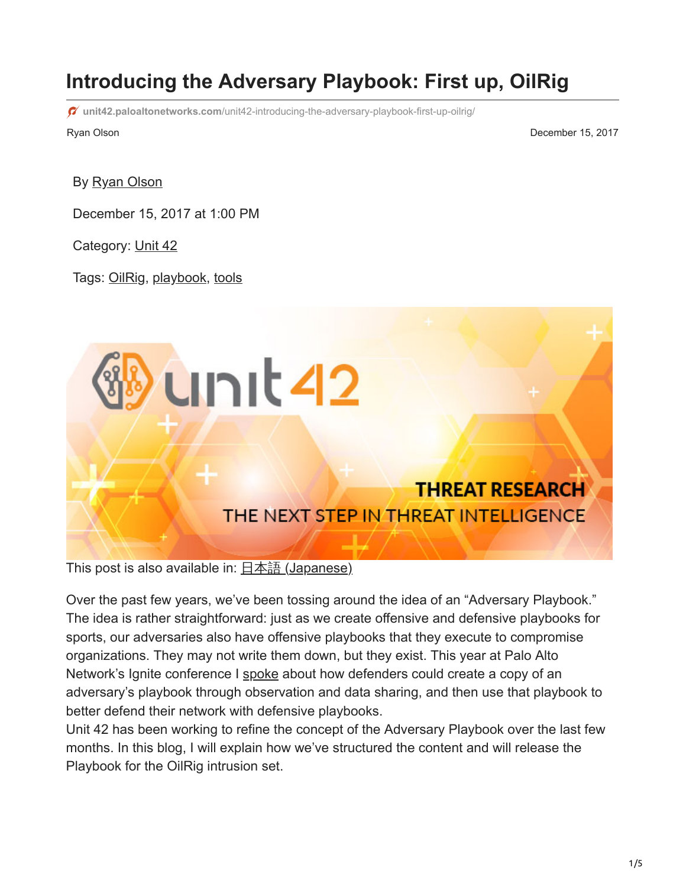# Introducing the Adversary Playbook: First up, OilRig

unit42.paloaltonetworks.com/unit42-introducing-the-adversary-playbook-first-up-oilrig/

Ryan Olson

December 15, 2017

By Ryan Olson

December 15, 2017 at 1:00 PM

Category: Unit 42

Tags: OilRig, playbook, tools

This post is also available in: 日本語 (Japanese)

Over the past few years, we've been tossing around the idea of an "Adversary Playbook." The idea is rather straightforward: just as we create offensive and defensive playbooks for sports, our adversaries also have offensive playbooks that they execute to compromise organizations. They may not write them down, but they exist. This year at Palo Alto Network's Ignite conference I spoke about how defenders could create a copy of an adversary's playbook through observation and data sharing, and then use that playbook to better defend their network with defensive playbooks.

Unit 42 has been working to refine the concept of the Adversary Playbook over the last few months. In this blog, I will explain how we've structured the content and will release the Playbook for the OilRig intrusion set.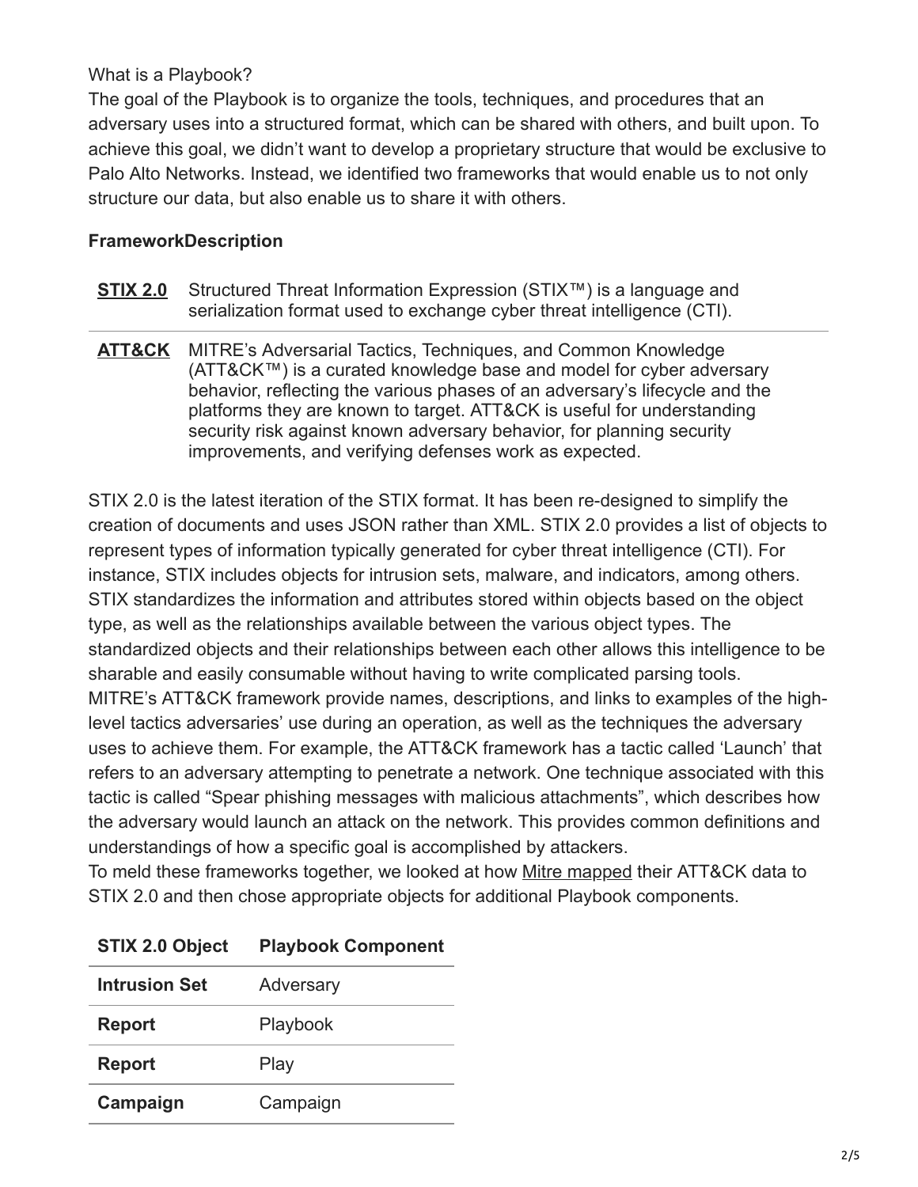What is a Playbook?

The goal of the Playbook is to organize the tools, techniques, and procedures that an adversary uses into a structured format, which can be shared with others, and built upon. To achieve this goal, we didn't want to develop a proprietary structure that would be exclusive to Palo Alto Networks. Instead, we identified two frameworks that would enable us to not only structure our data, but also enable us to share it with others.

| **Framework** | **Description** |
|---|---|
| **STIX 2.0** | Structured Threat Information Expression (STIX™) is a language and serialization format used to exchange cyber threat intelligence (CTI). |
| **ATT&CK** | MITRE's Adversarial Tactics, Techniques, and Common Knowledge (ATT&CK™) is a curated knowledge base and model for cyber adversary behavior, reflecting the various phases of an adversary's lifecycle and the platforms they are known to target. ATT&CK is useful for understanding security risk against known adversary behavior, for planning security improvements, and verifying defenses work as expected. |

STIX 2.0 is the latest iteration of the STIX format. It has been re-designed to simplify the creation of documents and uses JSON rather than XML. STIX 2.0 provides a list of objects to represent types of information typically generated for cyber threat intelligence (CTI). For instance, STIX includes objects for intrusion sets, malware, and indicators, among others. STIX standardizes the information and attributes stored within objects based on the object type, as well as the relationships available between the various object types. The standardized objects and their relationships between each other allows this intelligence to be sharable and easily consumable without having to write complicated parsing tools.

MITRE's ATT&CK framework provide names, descriptions, and links to examples of the high-level tactics adversaries' use during an operation, as well as the techniques the adversary uses to achieve them. For example, the ATT&CK framework has a tactic called 'Launch' that refers to an adversary attempting to penetrate a network. One technique associated with this tactic is called "Spear phishing messages with malicious attachments", which describes how the adversary would launch an attack on the network. This provides common definitions and understandings of how a specific goal is accomplished by attackers.

To meld these frameworks together, we looked at how Mitre mapped their ATT&CK data to STIX 2.0 and then chose appropriate objects for additional Playbook components.

| STIX 2.0 Object | Playbook Component |
|---|---|
| **Intrusion Set** | Adversary |
| **Report** | Playbook |
| **Report** | Play |
| **Campaign** | Campaign |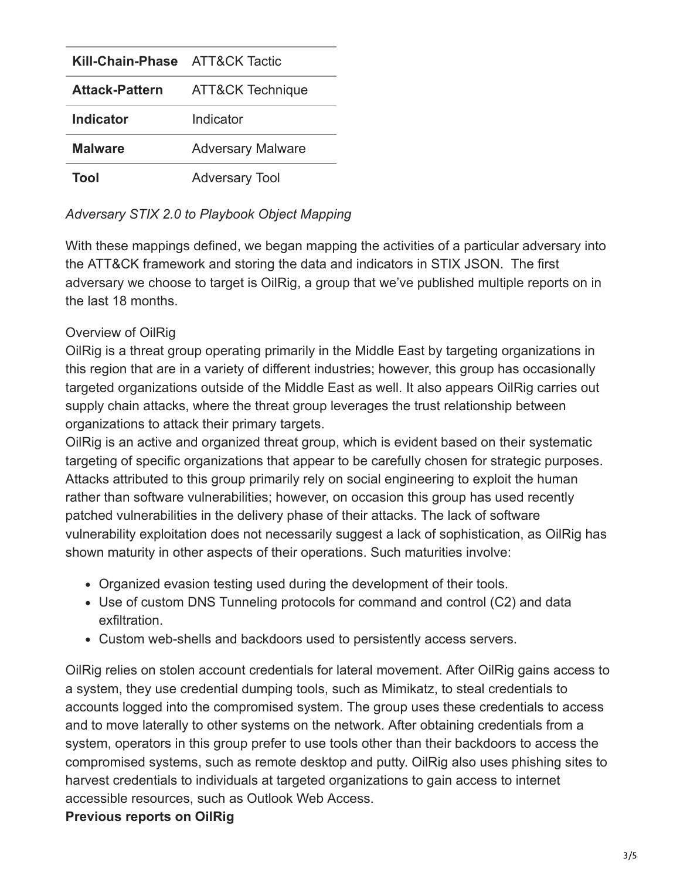| Kill-Chain-Phase | ATT&CK Tactic |
| --- | --- |
| Attack-Pattern | ATT&CK Technique |
| Indicator | Indicator |
| Malware | Adversary Malware |
| Tool | Adversary Tool |

*Adversary STIX 2.0 to Playbook Object Mapping*

With these mappings defined, we began mapping the activities of a particular adversary into the ATT&CK framework and storing the data and indicators in STIX JSON. The first adversary we choose to target is OilRig, a group that we've published multiple reports on in the last 18 months.

Overview of OilRig

OilRig is a threat group operating primarily in the Middle East by targeting organizations in this region that are in a variety of different industries; however, this group has occasionally targeted organizations outside of the Middle East as well. It also appears OilRig carries out supply chain attacks, where the threat group leverages the trust relationship between organizations to attack their primary targets.

OilRig is an active and organized threat group, which is evident based on their systematic targeting of specific organizations that appear to be carefully chosen for strategic purposes. Attacks attributed to this group primarily rely on social engineering to exploit the human rather than software vulnerabilities; however, on occasion this group has used recently patched vulnerabilities in the delivery phase of their attacks. The lack of software vulnerability exploitation does not necessarily suggest a lack of sophistication, as OilRig has shown maturity in other aspects of their operations. Such maturities involve:

- Organized evasion testing used during the development of their tools.
- Use of custom DNS Tunneling protocols for command and control (C2) and data exfiltration.
- Custom web-shells and backdoors used to persistently access servers.

OilRig relies on stolen account credentials for lateral movement. After OilRig gains access to a system, they use credential dumping tools, such as Mimikatz, to steal credentials to accounts logged into the compromised system. The group uses these credentials to access and to move laterally to other systems on the network. After obtaining credentials from a system, operators in this group prefer to use tools other than their backdoors to access the compromised systems, such as remote desktop and putty. OilRig also uses phishing sites to harvest credentials to individuals at targeted organizations to gain access to internet accessible resources, such as Outlook Web Access.

**Previous reports on OilRig**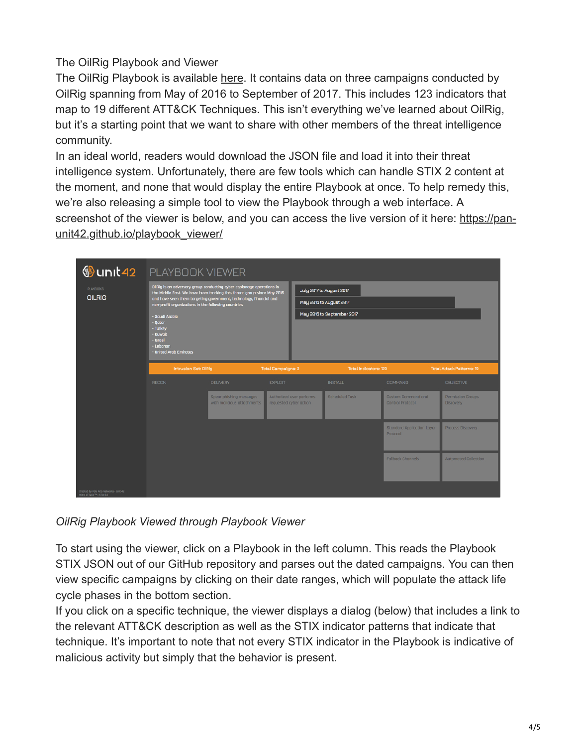The OilRig Playbook and Viewer

The OilRig Playbook is available here. It contains data on three campaigns conducted by OilRig spanning from May of 2016 to September of 2017. This includes 123 indicators that map to 19 different ATT&CK Techniques. This isn't everything we've learned about OilRig, but it's a starting point that we want to share with other members of the threat intelligence community.

In an ideal world, readers would download the JSON file and load it into their threat intelligence system. Unfortunately, there are few tools which can handle STIX 2 content at the moment, and none that would display the entire Playbook at once. To help remedy this, we're also releasing a simple tool to view the Playbook through a web interface. A screenshot of the viewer is below, and you can access the live version of it here: https://pan-unit42.github.io/playbook_viewer/

*OilRig Playbook Viewed through Playbook Viewer*

To start using the viewer, click on a Playbook in the left column. This reads the Playbook STIX JSON out of our GitHub repository and parses out the dated campaigns. You can then view specific campaigns by clicking on their date ranges, which will populate the attack life cycle phases in the bottom section.

If you click on a specific technique, the viewer displays a dialog (below) that includes a link to the relevant ATT&CK description as well as the STIX indicator patterns that indicate that technique. It's important to note that not every STIX indicator in the Playbook is indicative of malicious activity but simply that the behavior is present.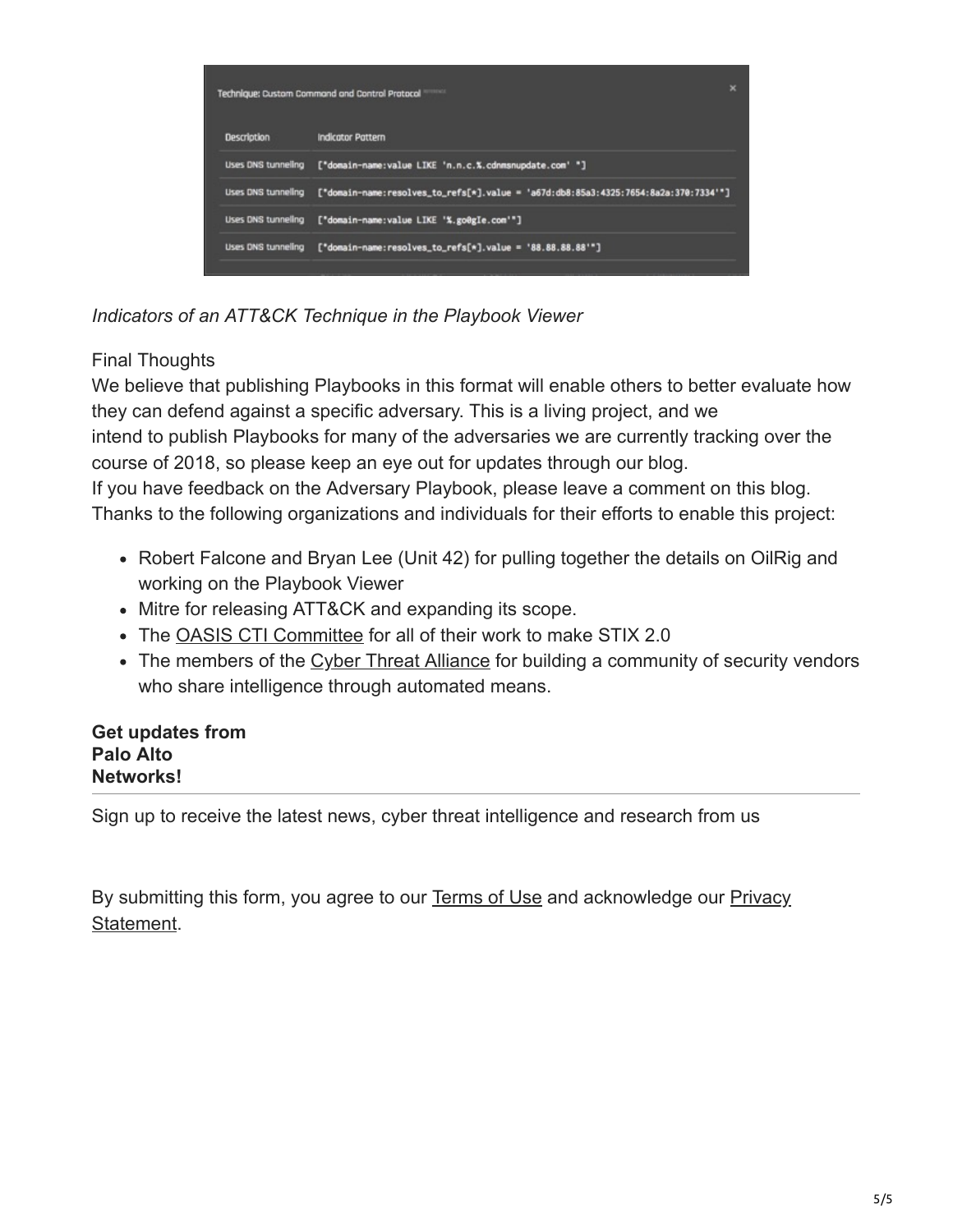| Description | Indicator Pattern |
| --- | --- |
| Uses DNS tunnelling | ["domain-name:value LIKE 'n.n.c.%.cdnmsnupdate.com' "] |
| Uses DNS tunnelling | ["domain-name:resolves_to_refs[*].value = 'a67d:db8:85a3:4325:7654:8a2a:370:7334'"] |
| Uses DNS tunnelling | ["domain-name:value LIKE '%.go0gIe.com'"] |
| Uses DNS tunnelling | ["domain-name:resolves_to_refs[*].value = '88.88.88.88'"] |

*Indicators of an ATT&CK Technique in the Playbook Viewer*

Final Thoughts

We believe that publishing Playbooks in this format will enable others to better evaluate how they can defend against a specific adversary. This is a living project, and we intend to publish Playbooks for many of the adversaries we are currently tracking over the course of 2018, so please keep an eye out for updates through our blog.

If you have feedback on the Adversary Playbook, please leave a comment on this blog.

Thanks to the following organizations and individuals for their efforts to enable this project:

- Robert Falcone and Bryan Lee (Unit 42) for pulling together the details on OilRig and working on the Playbook Viewer
- Mitre for releasing ATT&CK and expanding its scope.
- The OASIS CTI Committee for all of their work to make STIX 2.0
- The members of the Cyber Threat Alliance for building a community of security vendors who share intelligence through automated means.

**Get updates from Palo Alto Networks!**

Sign up to receive the latest news, cyber threat intelligence and research from us

By submitting this form, you agree to our Terms of Use and acknowledge our Privacy Statement.